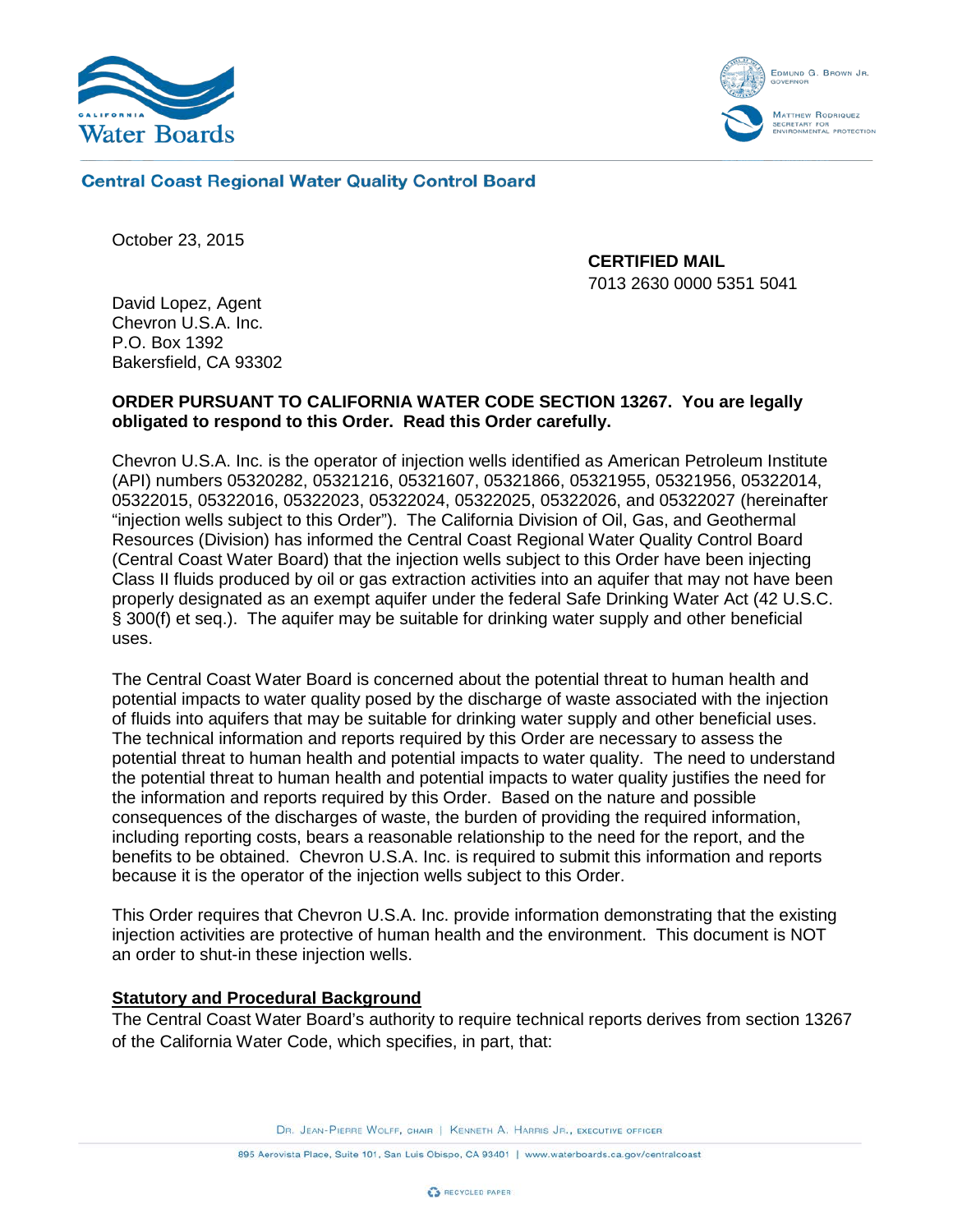California Water Boards

Edmund G. Brown Jr., Governor

Matthew Rodriquez, Secretary for Environmental Protection

**Central Coast Regional Water Quality Control Board**

October 23, 2015

**CERTIFIED MAIL**
7013 2630 0000 5351 5041

David Lopez, Agent
Chevron U.S.A. Inc.
P.O. Box 1392
Bakersfield, CA 93302

**ORDER PURSUANT TO CALIFORNIA WATER CODE SECTION 13267. You are legally obligated to respond to this Order. Read this Order carefully.**

Chevron U.S.A. Inc. is the operator of injection wells identified as American Petroleum Institute (API) numbers 05320282, 05321216, 05321607, 05321866, 05321955, 05321956, 05322014, 05322015, 05322016, 05322023, 05322024, 05322025, 05322026, and 05322027 (hereinafter "injection wells subject to this Order"). The California Division of Oil, Gas, and Geothermal Resources (Division) has informed the Central Coast Regional Water Quality Control Board (Central Coast Water Board) that the injection wells subject to this Order have been injecting Class II fluids produced by oil or gas extraction activities into an aquifer that may not have been properly designated as an exempt aquifer under the federal Safe Drinking Water Act (42 U.S.C. § 300(f) et seq.). The aquifer may be suitable for drinking water supply and other beneficial uses.

The Central Coast Water Board is concerned about the potential threat to human health and potential impacts to water quality posed by the discharge of waste associated with the injection of fluids into aquifers that may be suitable for drinking water supply and other beneficial uses. The technical information and reports required by this Order are necessary to assess the potential threat to human health and potential impacts to water quality. The need to understand the potential threat to human health and potential impacts to water quality justifies the need for the information and reports required by this Order. Based on the nature and possible consequences of the discharges of waste, the burden of providing the required information, including reporting costs, bears a reasonable relationship to the need for the report, and the benefits to be obtained. Chevron U.S.A. Inc. is required to submit this information and reports because it is the operator of the injection wells subject to this Order.

This Order requires that Chevron U.S.A. Inc. provide information demonstrating that the existing injection activities are protective of human health and the environment. This document is NOT an order to shut-in these injection wells.

**Statutory and Procedural Background**

The Central Coast Water Board's authority to require technical reports derives from section 13267 of the California Water Code, which specifies, in part, that: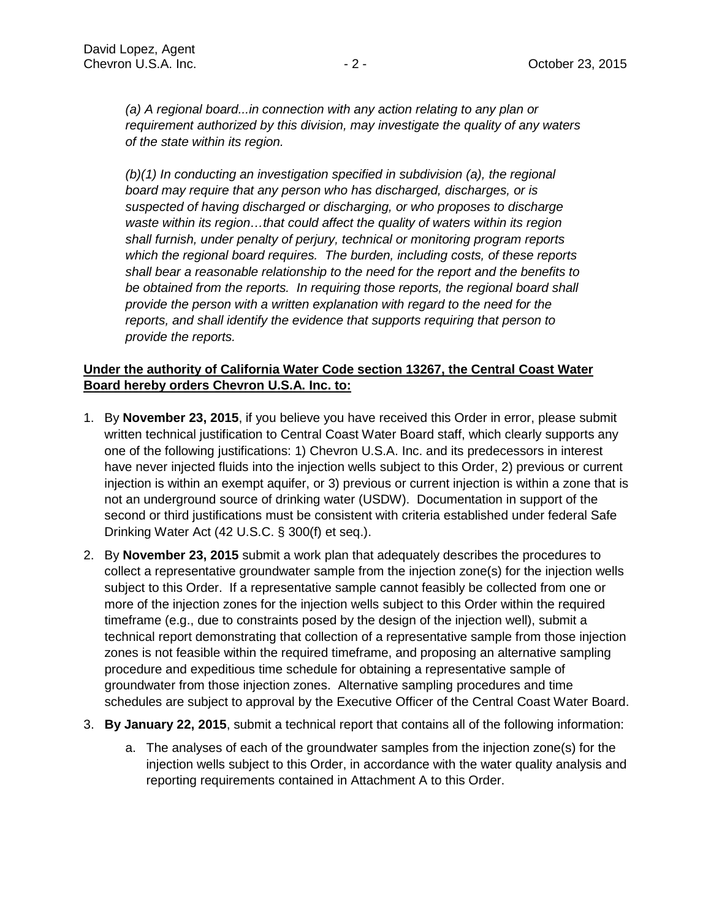*(a) A regional board...in connection with any action relating to any plan or requirement authorized by this division, may investigate the quality of any waters of the state within its region.*

*(b)(1) In conducting an investigation specified in subdivision (a), the regional board may require that any person who has discharged, discharges, or is suspected of having discharged or discharging, or who proposes to discharge waste within its region…that could affect the quality of waters within its region shall furnish, under penalty of perjury, technical or monitoring program reports which the regional board requires. The burden, including costs, of these reports shall bear a reasonable relationship to the need for the report and the benefits to be obtained from the reports. In requiring those reports, the regional board shall provide the person with a written explanation with regard to the need for the reports, and shall identify the evidence that supports requiring that person to provide the reports.*

**Under the authority of California Water Code section 13267, the Central Coast Water Board hereby orders Chevron U.S.A. Inc. to:**

1. By **November 23, 2015**, if you believe you have received this Order in error, please submit written technical justification to Central Coast Water Board staff, which clearly supports any one of the following justifications: 1) Chevron U.S.A. Inc. and its predecessors in interest have never injected fluids into the injection wells subject to this Order, 2) previous or current injection is within an exempt aquifer, or 3) previous or current injection is within a zone that is not an underground source of drinking water (USDW). Documentation in support of the second or third justifications must be consistent with criteria established under federal Safe Drinking Water Act (42 U.S.C. § 300(f) et seq.).
2. By **November 23, 2015** submit a work plan that adequately describes the procedures to collect a representative groundwater sample from the injection zone(s) for the injection wells subject to this Order. If a representative sample cannot feasibly be collected from one or more of the injection zones for the injection wells subject to this Order within the required timeframe (e.g., due to constraints posed by the design of the injection well), submit a technical report demonstrating that collection of a representative sample from those injection zones is not feasible within the required timeframe, and proposing an alternative sampling procedure and expeditious time schedule for obtaining a representative sample of groundwater from those injection zones. Alternative sampling procedures and time schedules are subject to approval by the Executive Officer of the Central Coast Water Board.
3. **By January 22, 2015**, submit a technical report that contains all of the following information:
   a. The analyses of each of the groundwater samples from the injection zone(s) for the injection wells subject to this Order, in accordance with the water quality analysis and reporting requirements contained in Attachment A to this Order.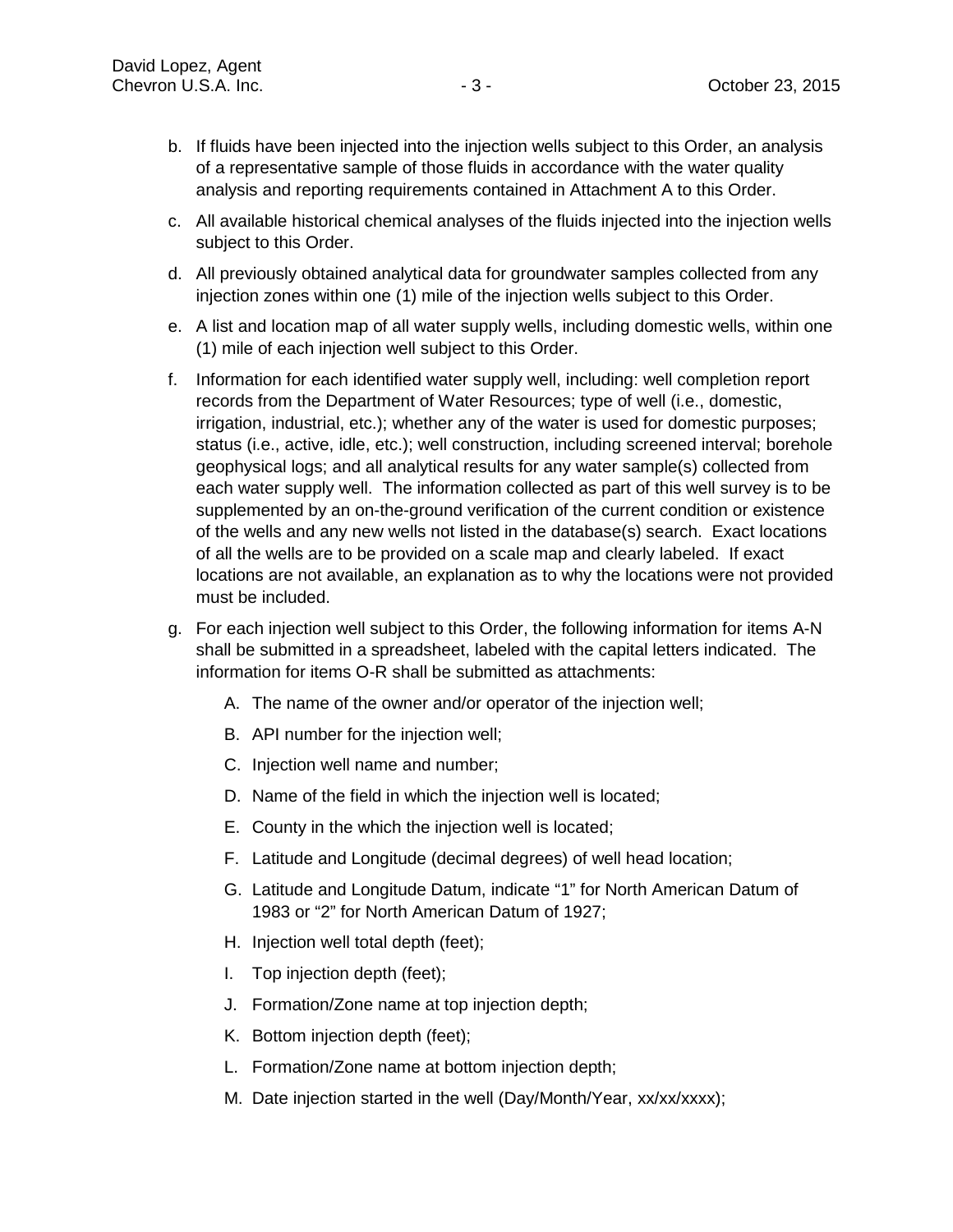b. If fluids have been injected into the injection wells subject to this Order, an analysis of a representative sample of those fluids in accordance with the water quality analysis and reporting requirements contained in Attachment A to this Order.

c. All available historical chemical analyses of the fluids injected into the injection wells subject to this Order.

d. All previously obtained analytical data for groundwater samples collected from any injection zones within one (1) mile of the injection wells subject to this Order.

e. A list and location map of all water supply wells, including domestic wells, within one (1) mile of each injection well subject to this Order.

f. Information for each identified water supply well, including: well completion report records from the Department of Water Resources; type of well (i.e., domestic, irrigation, industrial, etc.); whether any of the water is used for domestic purposes; status (i.e., active, idle, etc.); well construction, including screened interval; borehole geophysical logs; and all analytical results for any water sample(s) collected from each water supply well. The information collected as part of this well survey is to be supplemented by an on-the-ground verification of the current condition or existence of the wells and any new wells not listed in the database(s) search. Exact locations of all the wells are to be provided on a scale map and clearly labeled. If exact locations are not available, an explanation as to why the locations were not provided must be included.

g. For each injection well subject to this Order, the following information for items A-N shall be submitted in a spreadsheet, labeled with the capital letters indicated. The information for items O-R shall be submitted as attachments:

   A. The name of the owner and/or operator of the injection well;

   B. API number for the injection well;

   C. Injection well name and number;

   D. Name of the field in which the injection well is located;

   E. County in the which the injection well is located;

   F. Latitude and Longitude (decimal degrees) of well head location;

   G. Latitude and Longitude Datum, indicate "1" for North American Datum of 1983 or "2" for North American Datum of 1927;

   H. Injection well total depth (feet);

   I. Top injection depth (feet);

   J. Formation/Zone name at top injection depth;

   K. Bottom injection depth (feet);

   L. Formation/Zone name at bottom injection depth;

   M. Date injection started in the well (Day/Month/Year, xx/xx/xxxx);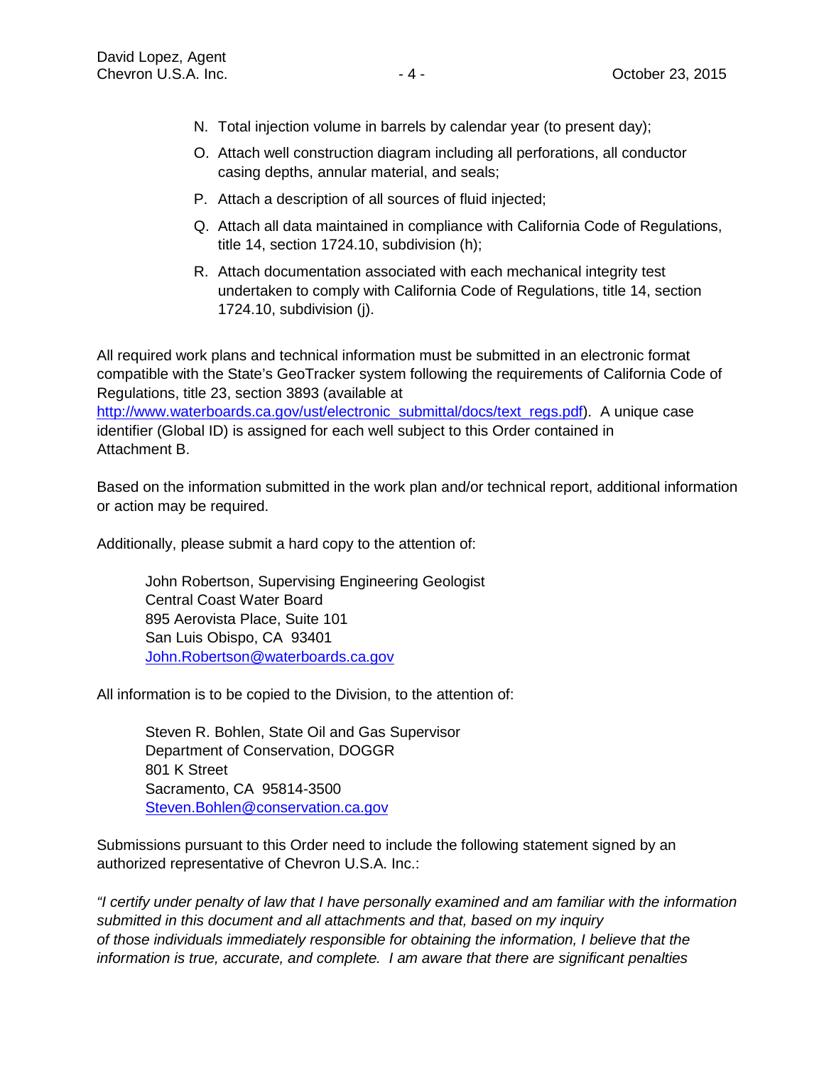N. Total injection volume in barrels by calendar year (to present day);

O. Attach well construction diagram including all perforations, all conductor casing depths, annular material, and seals;

P. Attach a description of all sources of fluid injected;

Q. Attach all data maintained in compliance with California Code of Regulations, title 14, section 1724.10, subdivision (h);

R. Attach documentation associated with each mechanical integrity test undertaken to comply with California Code of Regulations, title 14, section 1724.10, subdivision (j).

All required work plans and technical information must be submitted in an electronic format compatible with the State's GeoTracker system following the requirements of California Code of Regulations, title 23, section 3893 (available at http://www.waterboards.ca.gov/ust/electronic_submittal/docs/text_regs.pdf). A unique case identifier (Global ID) is assigned for each well subject to this Order contained in Attachment B.

Based on the information submitted in the work plan and/or technical report, additional information or action may be required.

Additionally, please submit a hard copy to the attention of:

John Robertson, Supervising Engineering Geologist
Central Coast Water Board
895 Aerovista Place, Suite 101
San Luis Obispo, CA 93401
John.Robertson@waterboards.ca.gov

All information is to be copied to the Division, to the attention of:

Steven R. Bohlen, State Oil and Gas Supervisor
Department of Conservation, DOGGR
801 K Street
Sacramento, CA 95814-3500
Steven.Bohlen@conservation.ca.gov

Submissions pursuant to this Order need to include the following statement signed by an authorized representative of Chevron U.S.A. Inc.:

*"I certify under penalty of law that I have personally examined and am familiar with the information submitted in this document and all attachments and that, based on my inquiry of those individuals immediately responsible for obtaining the information, I believe that the information is true, accurate, and complete. I am aware that there are significant penalties*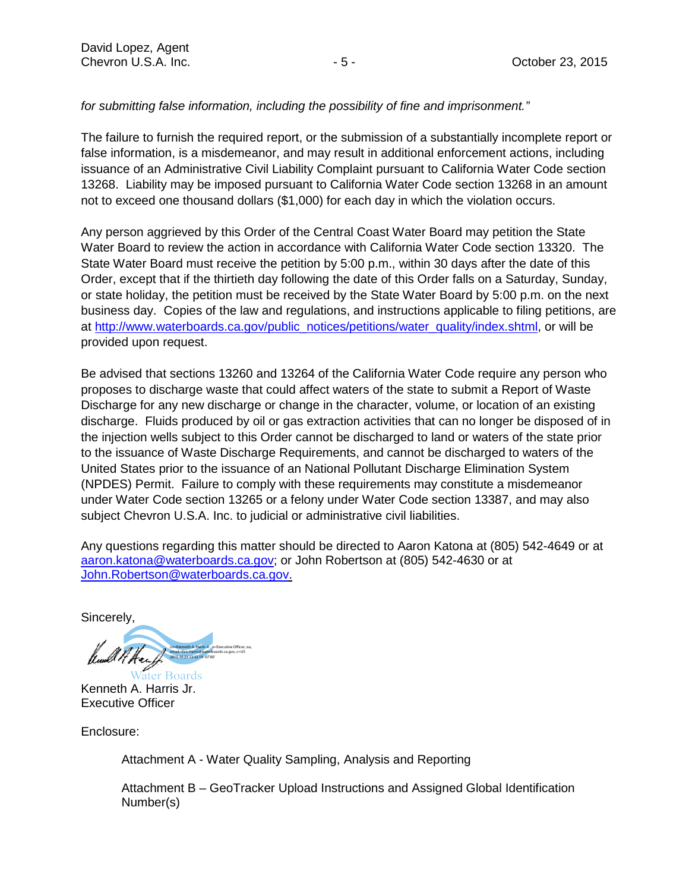*for submitting false information, including the possibility of fine and imprisonment."*

The failure to furnish the required report, or the submission of a substantially incomplete report or false information, is a misdemeanor, and may result in additional enforcement actions, including issuance of an Administrative Civil Liability Complaint pursuant to California Water Code section 13268. Liability may be imposed pursuant to California Water Code section 13268 in an amount not to exceed one thousand dollars ($1,000) for each day in which the violation occurs.

Any person aggrieved by this Order of the Central Coast Water Board may petition the State Water Board to review the action in accordance with California Water Code section 13320. The State Water Board must receive the petition by 5:00 p.m., within 30 days after the date of this Order, except that if the thirtieth day following the date of this Order falls on a Saturday, Sunday, or state holiday, the petition must be received by the State Water Board by 5:00 p.m. on the next business day. Copies of the law and regulations, and instructions applicable to filing petitions, are at http://www.waterboards.ca.gov/public_notices/petitions/water_quality/index.shtml, or will be provided upon request.

Be advised that sections 13260 and 13264 of the California Water Code require any person who proposes to discharge waste that could affect waters of the state to submit a Report of Waste Discharge for any new discharge or change in the character, volume, or location of an existing discharge. Fluids produced by oil or gas extraction activities that can no longer be disposed of in the injection wells subject to this Order cannot be discharged to land or waters of the state prior to the issuance of Waste Discharge Requirements, and cannot be discharged to waters of the United States prior to the issuance of an National Pollutant Discharge Elimination System (NPDES) Permit. Failure to comply with these requirements may constitute a misdemeanor under Water Code section 13265 or a felony under Water Code section 13387, and may also subject Chevron U.S.A. Inc. to judicial or administrative civil liabilities.

Any questions regarding this matter should be directed to Aaron Katona at (805) 542-4649 or at aaron.katona@waterboards.ca.gov; or John Robertson at (805) 542-4630 or at John.Robertson@waterboards.ca.gov.

Sincerely,

cn=Kenneth A. Harris Jr., o=Executive Officer, ou, email=Ken.Harris@waterboards.ca.gov, c=US 2015.10.23 13:32:19 -07'00'

Water Boards

Kenneth A. Harris Jr.
Executive Officer

Enclosure:

Attachment A - Water Quality Sampling, Analysis and Reporting

Attachment B – GeoTracker Upload Instructions and Assigned Global Identification Number(s)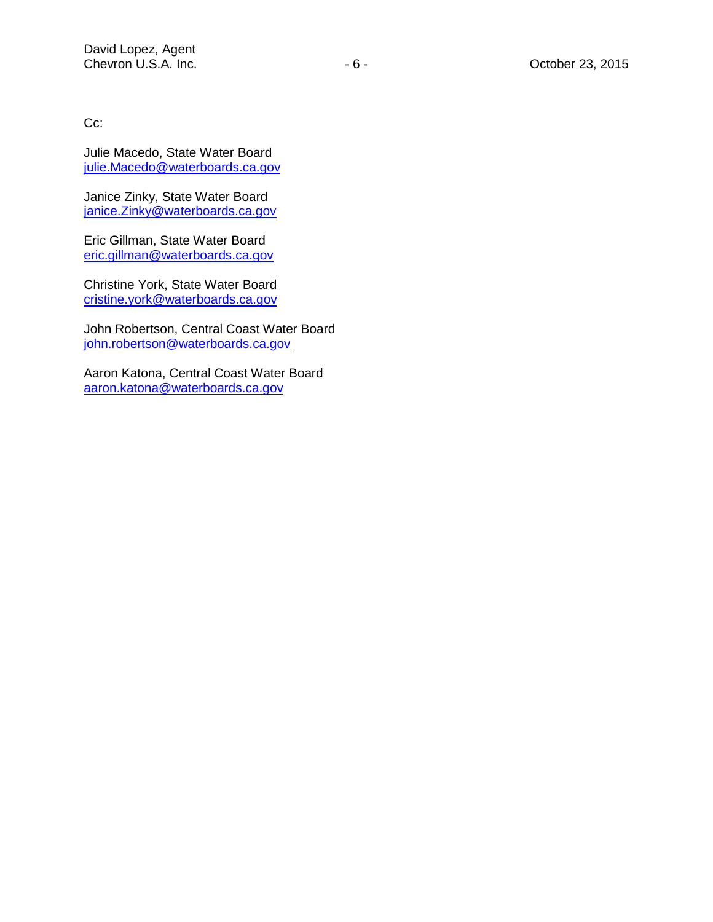Cc:

Julie Macedo, State Water Board
julie.Macedo@waterboards.ca.gov

Janice Zinky, State Water Board
janice.Zinky@waterboards.ca.gov

Eric Gillman, State Water Board
eric.gillman@waterboards.ca.gov

Christine York, State Water Board
cristine.york@waterboards.ca.gov

John Robertson, Central Coast Water Board
john.robertson@waterboards.ca.gov

Aaron Katona, Central Coast Water Board
aaron.katona@waterboards.ca.gov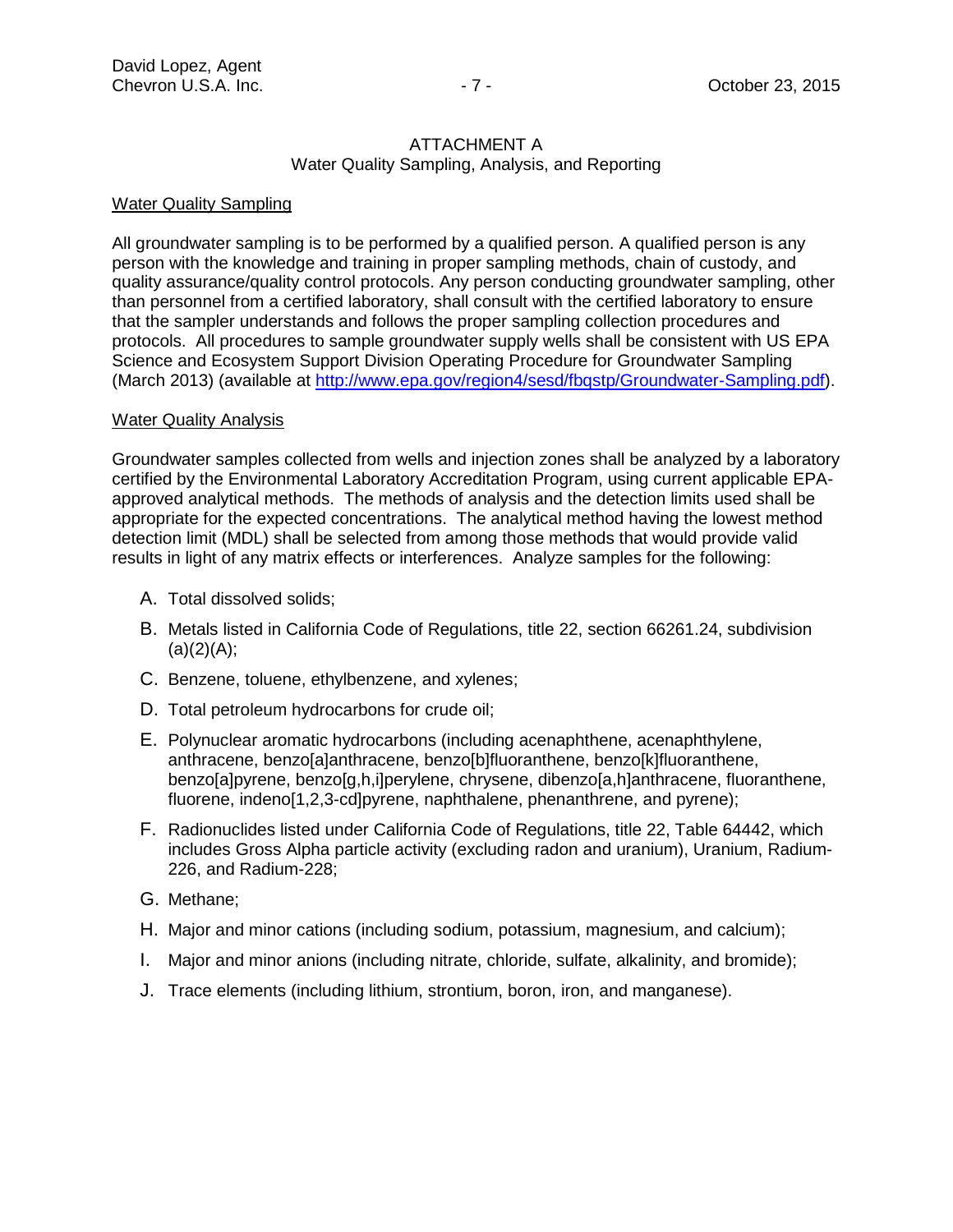# ATTACHMENT A
## Water Quality Sampling, Analysis, and Reporting

### Water Quality Sampling

All groundwater sampling is to be performed by a qualified person. A qualified person is any person with the knowledge and training in proper sampling methods, chain of custody, and quality assurance/quality control protocols. Any person conducting groundwater sampling, other than personnel from a certified laboratory, shall consult with the certified laboratory to ensure that the sampler understands and follows the proper sampling collection procedures and protocols. All procedures to sample groundwater supply wells shall be consistent with US EPA Science and Ecosystem Support Division Operating Procedure for Groundwater Sampling (March 2013) (available at http://www.epa.gov/region4/sesd/fbqstp/Groundwater-Sampling.pdf).

### Water Quality Analysis

Groundwater samples collected from wells and injection zones shall be analyzed by a laboratory certified by the Environmental Laboratory Accreditation Program, using current applicable EPA-approved analytical methods. The methods of analysis and the detection limits used shall be appropriate for the expected concentrations. The analytical method having the lowest method detection limit (MDL) shall be selected from among those methods that would provide valid results in light of any matrix effects or interferences. Analyze samples for the following:

A. Total dissolved solids;

B. Metals listed in California Code of Regulations, title 22, section 66261.24, subdivision (a)(2)(A);

C. Benzene, toluene, ethylbenzene, and xylenes;

D. Total petroleum hydrocarbons for crude oil;

E. Polynuclear aromatic hydrocarbons (including acenaphthene, acenaphthylene, anthracene, benzo[a]anthracene, benzo[b]fluoranthene, benzo[k]fluoranthene, benzo[a]pyrene, benzo[g,h,i]perylene, chrysene, dibenzo[a,h]anthracene, fluoranthene, fluorene, indeno[1,2,3-cd]pyrene, naphthalene, phenanthrene, and pyrene);

F. Radionuclides listed under California Code of Regulations, title 22, Table 64442, which includes Gross Alpha particle activity (excluding radon and uranium), Uranium, Radium-226, and Radium-228;

G. Methane;

H. Major and minor cations (including sodium, potassium, magnesium, and calcium);

I. Major and minor anions (including nitrate, chloride, sulfate, alkalinity, and bromide);

J. Trace elements (including lithium, strontium, boron, iron, and manganese).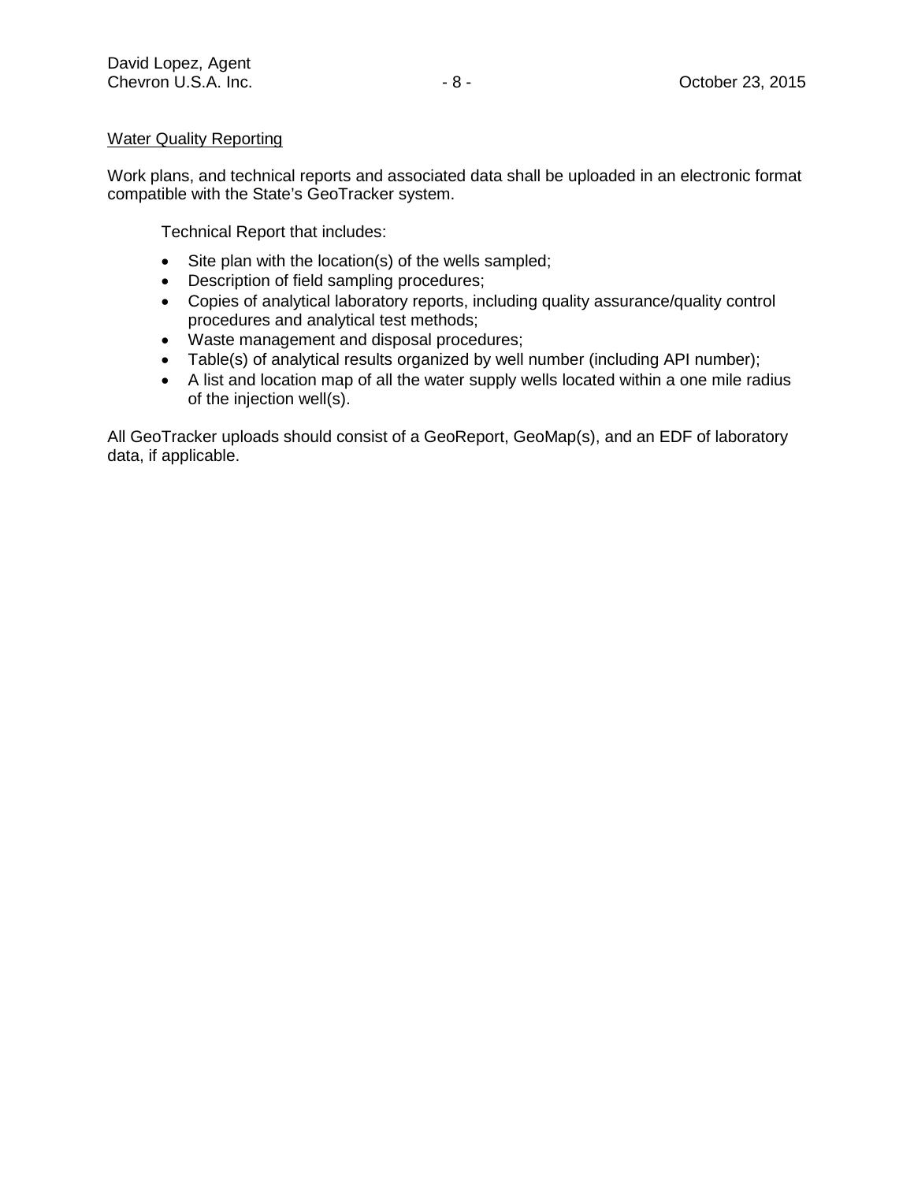Water Quality Reporting

Work plans, and technical reports and associated data shall be uploaded in an electronic format compatible with the State's GeoTracker system.

Technical Report that includes:

- Site plan with the location(s) of the wells sampled;
- Description of field sampling procedures;
- Copies of analytical laboratory reports, including quality assurance/quality control procedures and analytical test methods;
- Waste management and disposal procedures;
- Table(s) of analytical results organized by well number (including API number);
- A list and location map of all the water supply wells located within a one mile radius of the injection well(s).

All GeoTracker uploads should consist of a GeoReport, GeoMap(s), and an EDF of laboratory data, if applicable.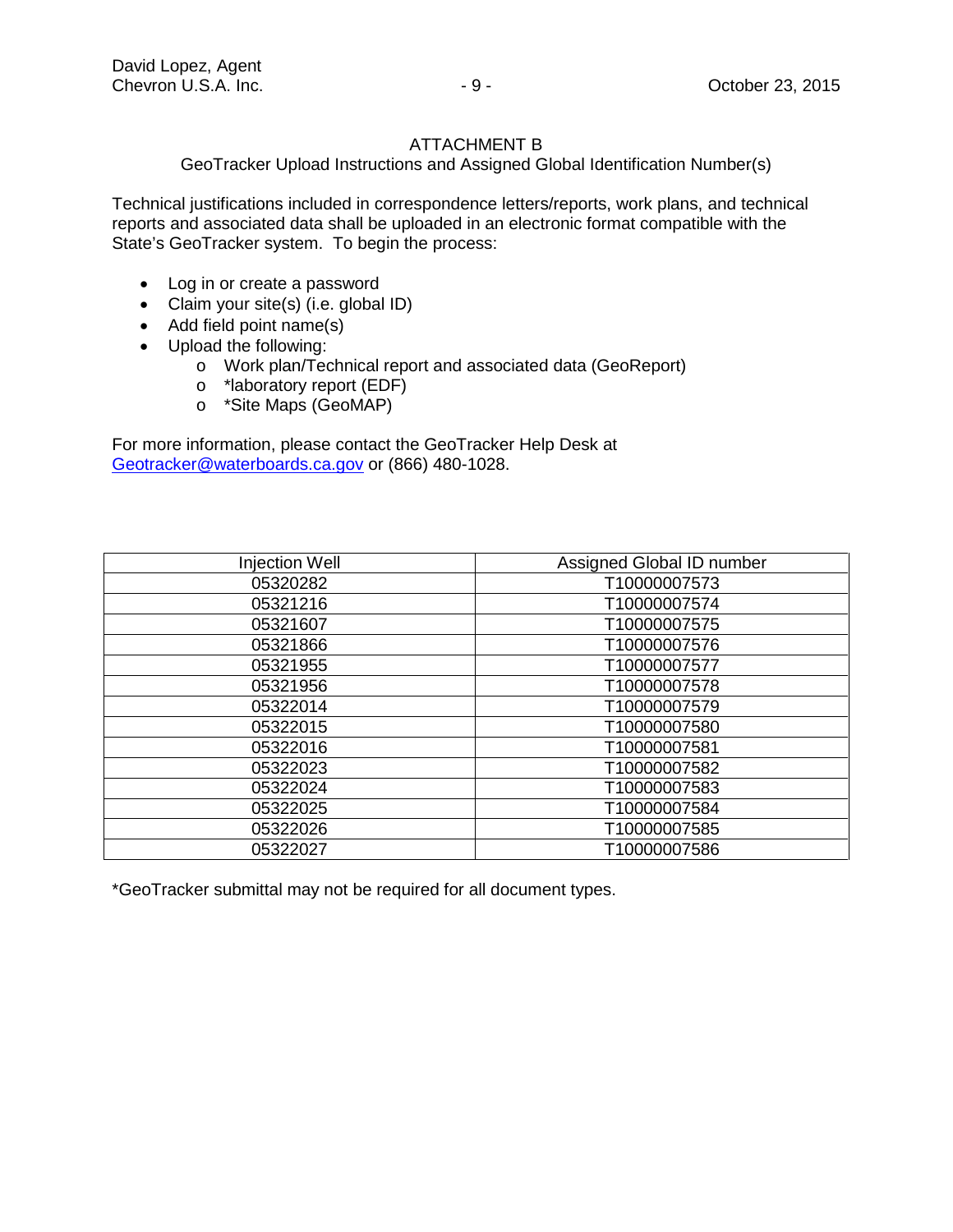ATTACHMENT B

GeoTracker Upload Instructions and Assigned Global Identification Number(s)

Technical justifications included in correspondence letters/reports, work plans, and technical reports and associated data shall be uploaded in an electronic format compatible with the State's GeoTracker system. To begin the process:

- Log in or create a password
- Claim your site(s) (i.e. global ID)
- Add field point name(s)
- Upload the following:
  - Work plan/Technical report and associated data (GeoReport)
  - *laboratory report (EDF)
  - *Site Maps (GeoMAP)

For more information, please contact the GeoTracker Help Desk at Geotracker@waterboards.ca.gov or (866) 480-1028.

| Injection Well | Assigned Global ID number |
|---|---|
| 05320282 | T10000007573 |
| 05321216 | T10000007574 |
| 05321607 | T10000007575 |
| 05321866 | T10000007576 |
| 05321955 | T10000007577 |
| 05321956 | T10000007578 |
| 05322014 | T10000007579 |
| 05322015 | T10000007580 |
| 05322016 | T10000007581 |
| 05322023 | T10000007582 |
| 05322024 | T10000007583 |
| 05322025 | T10000007584 |
| 05322026 | T10000007585 |
| 05322027 | T10000007586 |

*GeoTracker submittal may not be required for all document types.